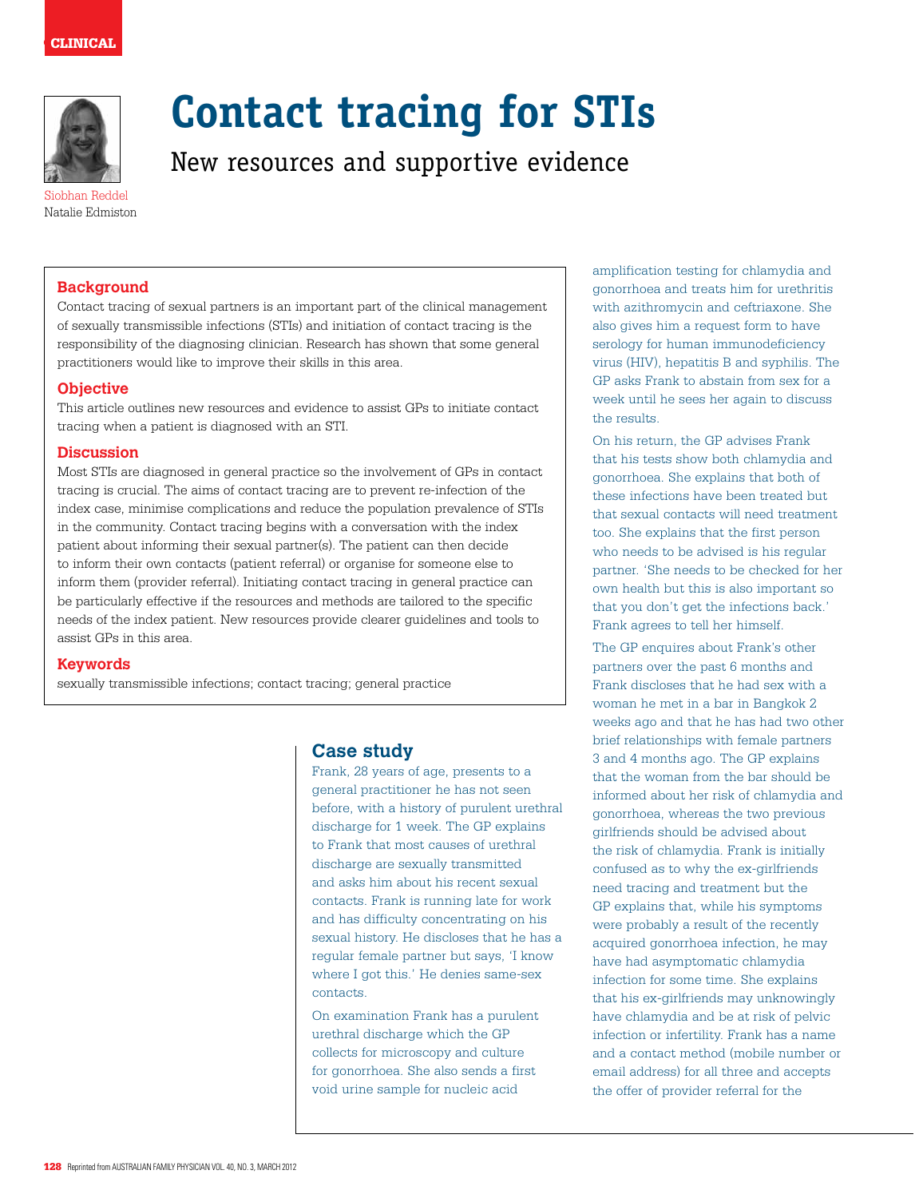# Contact tracing for STIs

## New resources and supportive evidence

Siobhan Reddel
Natalie Edmiston

### Background

Contact tracing of sexual partners is an important part of the clinical management of sexually transmissible infections (STIs) and initiation of contact tracing is the responsibility of the diagnosing clinician. Research has shown that some general practitioners would like to improve their skills in this area.

### Objective

This article outlines new resources and evidence to assist GPs to initiate contact tracing when a patient is diagnosed with an STI.

### Discussion

Most STIs are diagnosed in general practice so the involvement of GPs in contact tracing is crucial. The aims of contact tracing are to prevent re-infection of the index case, minimise complications and reduce the population prevalence of STIs in the community. Contact tracing begins with a conversation with the index patient about informing their sexual partner(s). The patient can then decide to inform their own contacts (patient referral) or organise for someone else to inform them (provider referral). Initiating contact tracing in general practice can be particularly effective if the resources and methods are tailored to the specific needs of the index patient. New resources provide clearer guidelines and tools to assist GPs in this area.

### Keywords

sexually transmissible infections; contact tracing; general practice

## Case study

Frank, 28 years of age, presents to a general practitioner he has not seen before, with a history of purulent urethral discharge for 1 week. The GP explains to Frank that most causes of urethral discharge are sexually transmitted and asks him about his recent sexual contacts. Frank is running late for work and has difficulty concentrating on his sexual history. He discloses that he has a regular female partner but says, 'I know where I got this.' He denies same-sex contacts.

On examination Frank has a purulent urethral discharge which the GP collects for microscopy and culture for gonorrhoea. She also sends a first void urine sample for nucleic acid amplification testing for chlamydia and gonorrhoea and treats him for urethritis with azithromycin and ceftriaxone. She also gives him a request form to have serology for human immunodeficiency virus (HIV), hepatitis B and syphilis. The GP asks Frank to abstain from sex for a week until he sees her again to discuss the results.

On his return, the GP advises Frank that his tests show both chlamydia and gonorrhoea. She explains that both of these infections have been treated but that sexual contacts will need treatment too. She explains that the first person who needs to be advised is his regular partner. 'She needs to be checked for her own health but this is also important so that you don't get the infections back.' Frank agrees to tell her himself.

The GP enquires about Frank's other partners over the past 6 months and Frank discloses that he had sex with a woman he met in a bar in Bangkok 2 weeks ago and that he has had two other brief relationships with female partners 3 and 4 months ago. The GP explains that the woman from the bar should be informed about her risk of chlamydia and gonorrhoea, whereas the two previous girlfriends should be advised about the risk of chlamydia. Frank is initially confused as to why the ex-girlfriends need tracing and treatment but the GP explains that, while his symptoms were probably a result of the recently acquired gonorrhoea infection, he may have had asymptomatic chlamydia infection for some time. She explains that his ex-girlfriends may unknowingly have chlamydia and be at risk of pelvic infection or infertility. Frank has a name and a contact method (mobile number or email address) for all three and accepts the offer of provider referral for the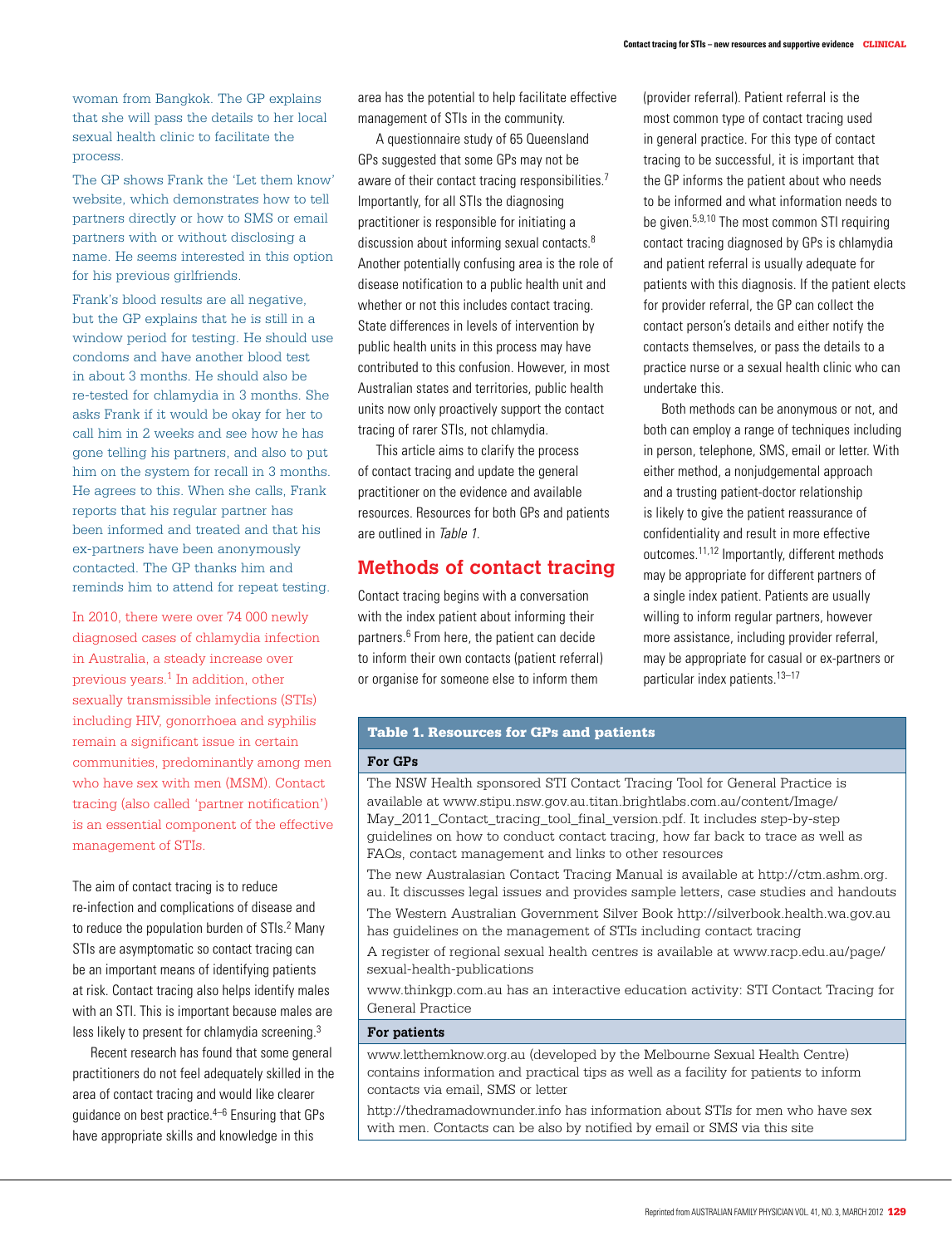woman from Bangkok. The GP explains that she will pass the details to her local sexual health clinic to facilitate the process.

The GP shows Frank the 'Let them know' website, which demonstrates how to tell partners directly or how to SMS or email partners with or without disclosing a name. He seems interested in this option for his previous girlfriends.

Frank's blood results are all negative, but the GP explains that he is still in a window period for testing. He should use condoms and have another blood test in about 3 months. He should also be re-tested for chlamydia in 3 months. She asks Frank if it would be okay for her to call him in 2 weeks and see how he has gone telling his partners, and also to put him on the system for recall in 3 months. He agrees to this. When she calls, Frank reports that his regular partner has been informed and treated and that his ex-partners have been anonymously contacted. The GP thanks him and reminds him to attend for repeat testing.

In 2010, there were over 74 000 newly diagnosed cases of chlamydia infection in Australia, a steady increase over previous years.[1] In addition, other sexually transmissible infections (STIs) including HIV, gonorrhoea and syphilis remain a significant issue in certain communities, predominantly among men who have sex with men (MSM). Contact tracing (also called 'partner notification') is an essential component of the effective management of STIs.

The aim of contact tracing is to reduce re-infection and complications of disease and to reduce the population burden of STIs.[2] Many STIs are asymptomatic so contact tracing can be an important means of identifying patients at risk. Contact tracing also helps identify males with an STI. This is important because males are less likely to present for chlamydia screening.[3]

Recent research has found that some general practitioners do not feel adequately skilled in the area of contact tracing and would like clearer guidance on best practice.[4–6] Ensuring that GPs have appropriate skills and knowledge in this area has the potential to help facilitate effective management of STIs in the community.

A questionnaire study of 65 Queensland GPs suggested that some GPs may not be aware of their contact tracing responsibilities.[7] Importantly, for all STIs the diagnosing practitioner is responsible for initiating a discussion about informing sexual contacts.[8] Another potentially confusing area is the role of disease notification to a public health unit and whether or not this includes contact tracing. State differences in levels of intervention by public health units in this process may have contributed to this confusion. However, in most Australian states and territories, public health units now only proactively support the contact tracing of rarer STIs, not chlamydia.

This article aims to clarify the process of contact tracing and update the general practitioner on the evidence and available resources. Resources for both GPs and patients are outlined in *Table 1*.

## Methods of contact tracing

Contact tracing begins with a conversation with the index patient about informing their partners.[6] From here, the patient can decide to inform their own contacts (patient referral) or organise for someone else to inform them (provider referral). Patient referral is the most common type of contact tracing used in general practice. For this type of contact tracing to be successful, it is important that the GP informs the patient about who needs to be informed and what information needs to be given.[5,9,10] The most common STI requiring contact tracing diagnosed by GPs is chlamydia and patient referral is usually adequate for patients with this diagnosis. If the patient elects for provider referral, the GP can collect the contact person's details and either notify the contacts themselves, or pass the details to a practice nurse or a sexual health clinic who can undertake this.

Both methods can be anonymous or not, and both can employ a range of techniques including in person, telephone, SMS, email or letter. With either method, a nonjudgemental approach and a trusting patient-doctor relationship is likely to give the patient reassurance of confidentiality and result in more effective outcomes.[11,12] Importantly, different methods may be appropriate for different partners of a single index patient. Patients are usually willing to inform regular partners, however more assistance, including provider referral, may be appropriate for casual or ex-partners or particular index patients.[13–17]

**Table 1. Resources for GPs and patients**

| |
|---|
| **For GPs** |
| The NSW Health sponsored STI Contact Tracing Tool for General Practice is available at www.stipu.nsw.gov.au.titan.brightlabs.com.au/content/Image/May_2011_Contact_tracing_tool_final_version.pdf. It includes step-by-step guidelines on how to conduct contact tracing, how far back to trace as well as FAQs, contact management and links to other resources |
| The new Australasian Contact Tracing Manual is available at http://ctm.ashm.org.au. It discusses legal issues and provides sample letters, case studies and handouts |
| The Western Australian Government Silver Book http://silverbook.health.wa.gov.au has guidelines on the management of STIs including contact tracing |
| A register of regional sexual health centres is available at www.racp.edu.au/page/sexual-health-publications |
| www.thinkgp.com.au has an interactive education activity: STI Contact Tracing for General Practice |
| **For patients** |
| www.letthemknow.org.au (developed by the Melbourne Sexual Health Centre) contains information and practical tips as well as a facility for patients to inform contacts via email, SMS or letter |
| http://thedramadownunder.info has information about STIs for men who have sex with men. Contacts can be also by notified by email or SMS via this site |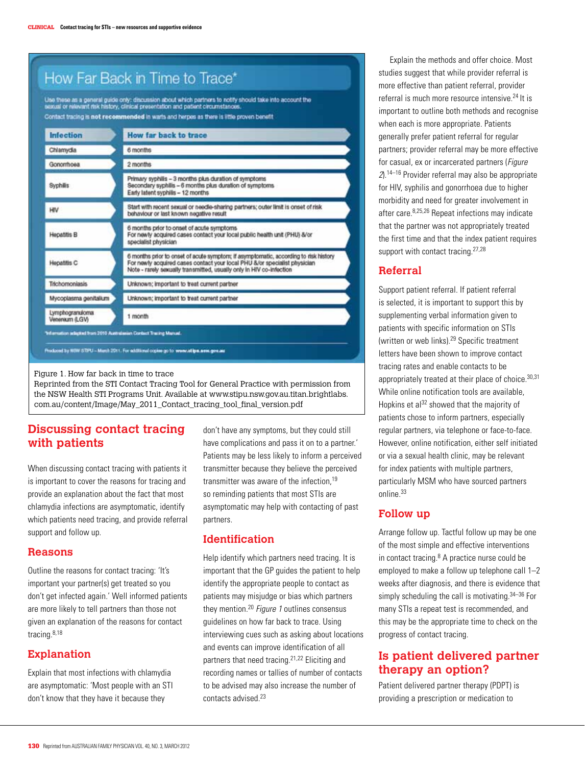## How Far Back in Time to Trace*

Use these as a general guide only: discussion about which partners to notify should take into account the sexual or relevant risk history, clinical presentation and patient circumstances.

Contact tracing is **not recommended** in warts and herpes as there is little proven benefit

| Infection | How far back to trace |
|---|---|
| Chlamydia | 6 months |
| Gonorrhoea | 2 months |
| Syphilis | Primary syphilis – 3 months plus duration of symptoms<br>Secondary syphilis – 6 months plus duration of symptoms<br>Early latent syphilis – 12 months |
| HIV | Start with recent sexual or needle-sharing partners; outer limit is onset of risk behaviour or last known negative result |
| Hepatitis B | 6 months prior to onset of acute symptoms<br>For newly acquired cases contact your local public health unit (PHU) &/or specialist physician |
| Hepatitis C | 6 months prior to onset of acute symptom; if asymptomatic, according to risk history<br>For newly acquired cases contact your local PHU &/or specialist physician<br>Note - rarely sexually transmitted, usually only in HIV co-infection |
| Trichomoniasis | Unknown; important to treat current partner |
| Mycoplasma genitalium | Unknown; important to treat current partner |
| Lymphogranuloma Venereum (LGV) | 1 month |

*Information adapted from 2010 Australasian Contact Tracing Manual.

Produced by NSW STIPU – March 2011. For additional copies go to www.stipu.nsw.gov.au

Figure 1. How far back in time to trace
Reprinted from the STI Contact Tracing Tool for General Practice with permission from the NSW Health STI Programs Unit. Available at www.stipu.nsw.gov.au.titan.brightlabs.com.au/content/Image/May_2011_Contact_tracing_tool_final_version.pdf

## Discussing contact tracing with patients

When discussing contact tracing with patients it is important to cover the reasons for tracing and provide an explanation about the fact that most chlamydia infections are asymptomatic, identify which patients need tracing, and provide referral support and follow up.

### Reasons

Outline the reasons for contact tracing: 'It's important your partner(s) get treated so you don't get infected again.' Well informed patients are more likely to tell partners than those not given an explanation of the reasons for contact tracing.[8,18]

### Explanation

Explain that most infections with chlamydia are asymptomatic: 'Most people with an STI don't know that they have it because they don't have any symptoms, but they could still have complications and pass it on to a partner.' Patients may be less likely to inform a perceived transmitter because they believe the perceived transmitter was aware of the infection,[19] so reminding patients that most STIs are asymptomatic may help with contacting of past partners.

### Identification

Help identify which partners need tracing. It is important that the GP guides the patient to help identify the appropriate people to contact as patients may misjudge or bias which partners they mention.[20] *Figure 1* outlines consensus guidelines on how far back to trace. Using interviewing cues such as asking about locations and events can improve identification of all partners that need tracing.[21,22] Eliciting and recording names or tallies of number of contacts to be advised may also increase the number of contacts advised.[23]

Explain the methods and offer choice. Most studies suggest that while provider referral is more effective than patient referral, provider referral is much more resource intensive.[24] It is important to outline both methods and recognise when each is more appropriate. Patients generally prefer patient referral for regular partners; provider referral may be more effective for casual, ex or incarcerated partners (*Figure 2*).[14–16] Provider referral may also be appropriate for HIV, syphilis and gonorrhoea due to higher morbidity and need for greater involvement in after care.[8,25,26] Repeat infections may indicate that the partner was not appropriately treated the first time and that the index patient requires support with contact tracing.[27,28]

### Referral

Support patient referral. If patient referral is selected, it is important to support this by supplementing verbal information given to patients with specific information on STIs (written or web links).[29] Specific treatment letters have been shown to improve contact tracing rates and enable contacts to be appropriately treated at their place of choice.[30,31] While online notification tools are available, Hopkins et al[32] showed that the majority of patients chose to inform partners, especially regular partners, via telephone or face-to-face. However, online notification, either self initiated or via a sexual health clinic, may be relevant for index patients with multiple partners, particularly MSM who have sourced partners online.[33]

### Follow up

Arrange follow up. Tactful follow up may be one of the most simple and effective interventions in contact tracing.[8] A practice nurse could be employed to make a follow up telephone call 1–2 weeks after diagnosis, and there is evidence that simply scheduling the call is motivating.[34–36] For many STIs a repeat test is recommended, and this may be the appropriate time to check on the progress of contact tracing.

## Is patient delivered partner therapy an option?

Patient delivered partner therapy (PDPT) is providing a prescription or medication to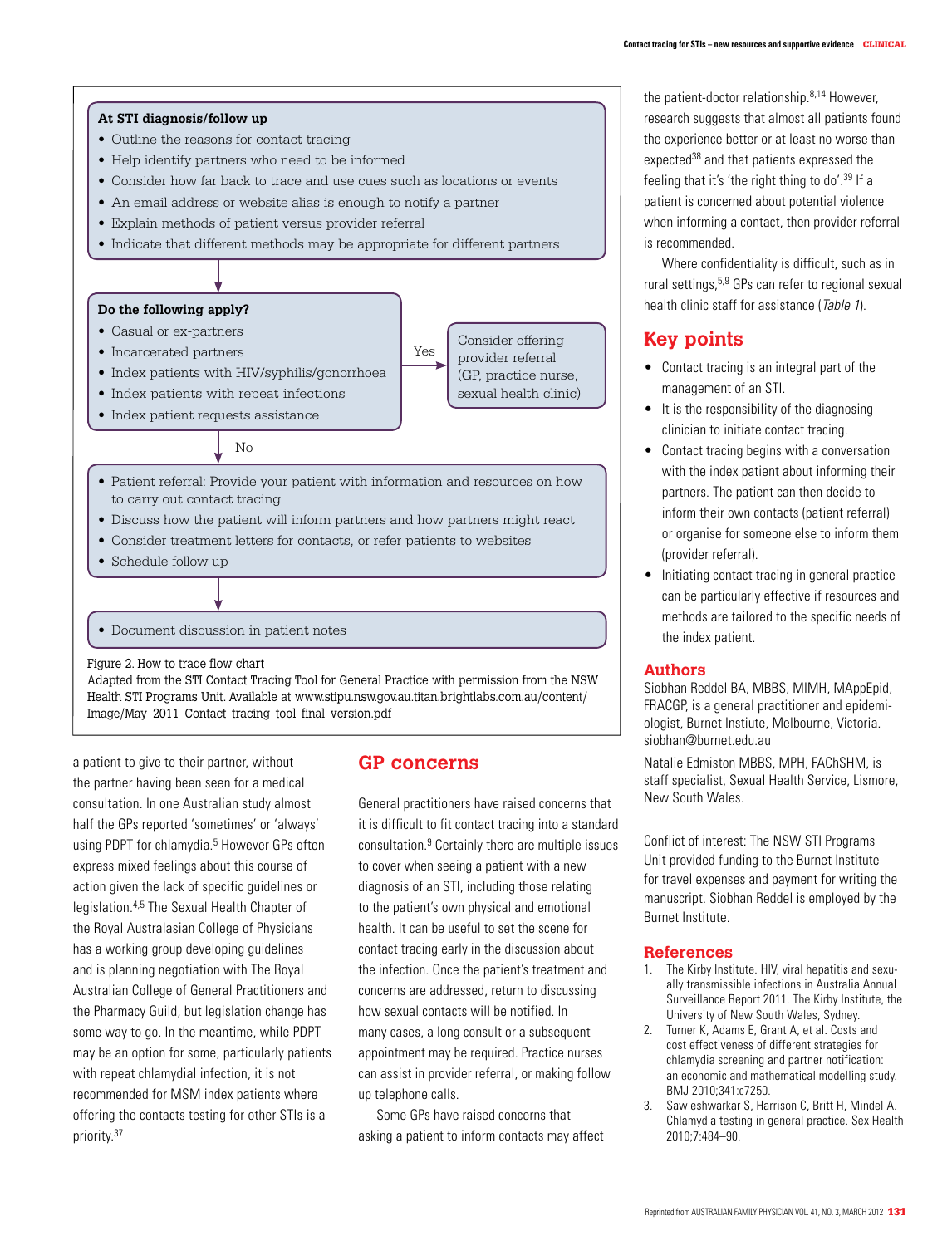**At STI diagnosis/follow up**

- Outline the reasons for contact tracing
- Help identify partners who need to be informed
- Consider how far back to trace and use cues such as locations or events
- An email address or website alias is enough to notify a partner
- Explain methods of patient versus provider referral
- Indicate that different methods may be appropriate for different partners

↓

**Do the following apply?**

- Casual or ex-partners
- Incarcerated partners
- Index patients with HIV/syphilis/gonorrhoea
- Index patients with repeat infections
- Index patient requests assistance

Yes → Consider offering provider referral (GP, practice nurse, sexual health clinic)

No ↓

- Patient referral: Provide your patient with information and resources on how to carry out contact tracing
- Discuss how the patient will inform partners and how partners might react
- Consider treatment letters for contacts, or refer patients to websites
- Schedule follow up

↓

- Document discussion in patient notes

Figure 2. How to trace flow chart
Adapted from the STI Contact Tracing Tool for General Practice with permission from the NSW Health STI Programs Unit. Available at www.stipu.nsw.gov.au.titan.brightlabs.com.au/content/Image/May_2011_Contact_tracing_tool_final_version.pdf

a patient to give to their partner, without the partner having been seen for a medical consultation. In one Australian study almost half the GPs reported 'sometimes' or 'always' using PDPT for chlamydia.[5] However GPs often express mixed feelings about this course of action given the lack of specific guidelines or legislation.[4,5] The Sexual Health Chapter of the Royal Australasian College of Physicians has a working group developing guidelines and is planning negotiation with The Royal Australian College of General Practitioners and the Pharmacy Guild, but legislation change has some way to go. In the meantime, while PDPT may be an option for some, particularly patients with repeat chlamydial infection, it is not recommended for MSM index patients where offering the contacts testing for other STIs is a priority.[37]

## GP concerns

General practitioners have raised concerns that it is difficult to fit contact tracing into a standard consultation.[9] Certainly there are multiple issues to cover when seeing a patient with a new diagnosis of an STI, including those relating to the patient's own physical and emotional health. It can be useful to set the scene for contact tracing early in the discussion about the infection. Once the patient's treatment and concerns are addressed, return to discussing how sexual contacts will be notified. In many cases, a long consult or a subsequent appointment may be required. Practice nurses can assist in provider referral, or making follow up telephone calls.

Some GPs have raised concerns that asking a patient to inform contacts may affect the patient-doctor relationship.[8,14] However, research suggests that almost all patients found the experience better or at least no worse than expected[38] and that patients expressed the feeling that it's 'the right thing to do'.[39] If a patient is concerned about potential violence when informing a contact, then provider referral is recommended.

Where confidentiality is difficult, such as in rural settings,[5,9] GPs can refer to regional sexual health clinic staff for assistance (*Table 1*).

## Key points

- Contact tracing is an integral part of the management of an STI.
- It is the responsibility of the diagnosing clinician to initiate contact tracing.
- Contact tracing begins with a conversation with the index patient about informing their partners. The patient can then decide to inform their own contacts (patient referral) or organise for someone else to inform them (provider referral).
- Initiating contact tracing in general practice can be particularly effective if resources and methods are tailored to the specific needs of the index patient.

## Authors

Siobhan Reddel BA, MBBS, MIMH, MAppEpid, FRACGP, is a general practitioner and epidemiologist, Burnet Instiute, Melbourne, Victoria. siobhan@burnet.edu.au

Natalie Edmiston MBBS, MPH, FAChSHM, is staff specialist, Sexual Health Service, Lismore, New South Wales.

Conflict of interest: The NSW STI Programs Unit provided funding to the Burnet Institute for travel expenses and payment for writing the manuscript. Siobhan Reddel is employed by the Burnet Institute.

## References

1. The Kirby Institute. HIV, viral hepatitis and sexually transmissible infections in Australia Annual Surveillance Report 2011. The Kirby Institute, the University of New South Wales, Sydney.
2. Turner K, Adams E, Grant A, et al. Costs and cost effectiveness of different strategies for chlamydia screening and partner notification: an economic and mathematical modelling study. BMJ 2010;341:c7250.
3. Sawleshwarkar S, Harrison C, Britt H, Mindel A. Chlamydia testing in general practice. Sex Health 2010;7:484–90.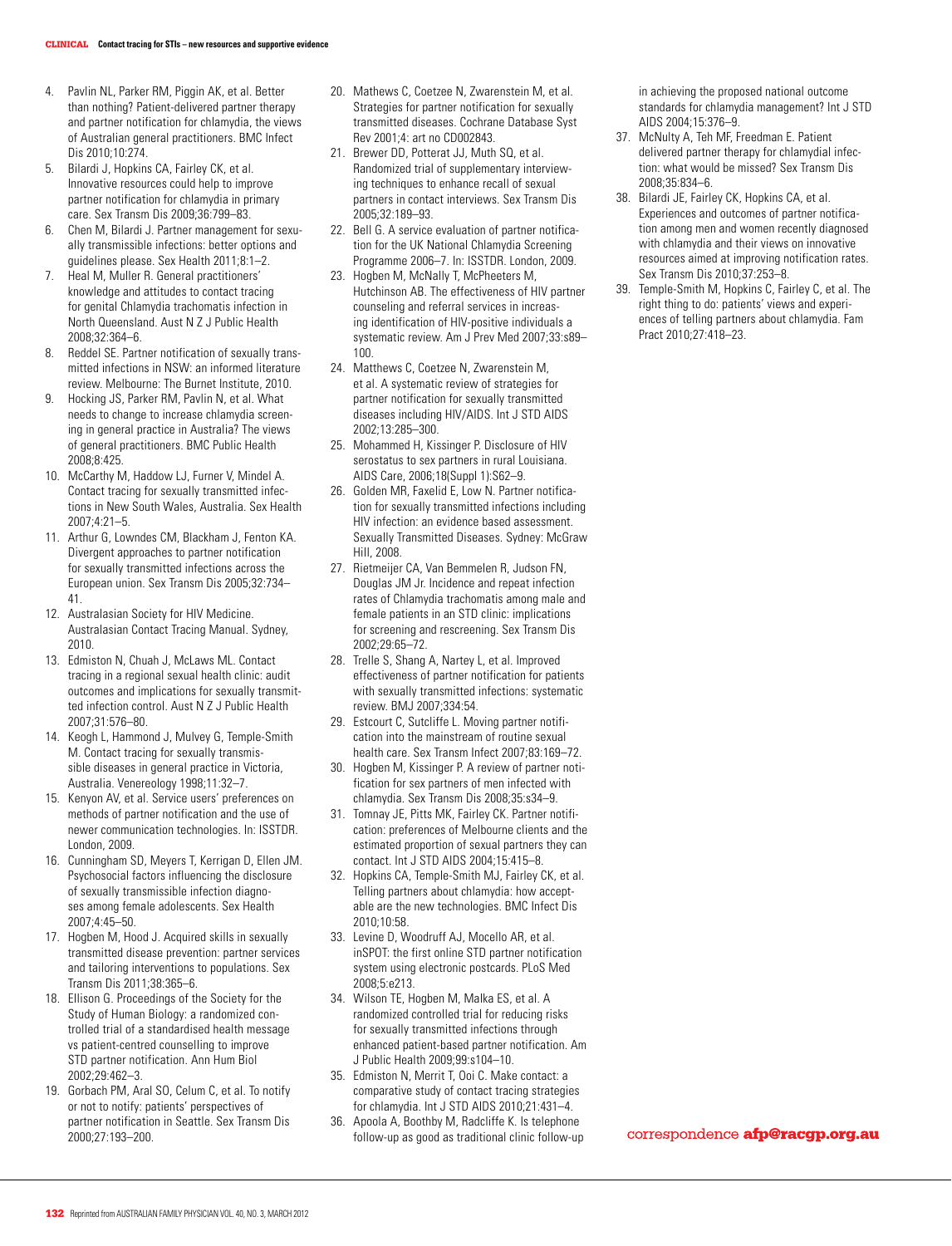4. Pavlin NL, Parker RM, Piggin AK, et al. Better than nothing? Patient-delivered partner therapy and partner notification for chlamydia, the views of Australian general practitioners. BMC Infect Dis 2010;10:274.
5. Bilardi J, Hopkins CA, Fairley CK, et al. Innovative resources could help to improve partner notification for chlamydia in primary care. Sex Transm Dis 2009;36:799–83.
6. Chen M, Bilardi J. Partner management for sexually transmissible infections: better options and guidelines please. Sex Health 2011;8:1–2.
7. Heal M, Muller R. General practitioners' knowledge and attitudes to contact tracing for genital Chlamydia trachomatis infection in North Queensland. Aust N Z J Public Health 2008;32:364–6.
8. Reddel SE. Partner notification of sexually transmitted infections in NSW: an informed literature review. Melbourne: The Burnet Institute, 2010.
9. Hocking JS, Parker RM, Pavlin N, et al. What needs to change to increase chlamydia screening in general practice in Australia? The views of general practitioners. BMC Public Health 2008;8:425.
10. McCarthy M, Haddow LJ, Furner V, Mindel A. Contact tracing for sexually transmitted infections in New South Wales, Australia. Sex Health 2007;4:21–5.
11. Arthur G, Lowndes CM, Blackham J, Fenton KA. Divergent approaches to partner notification for sexually transmitted infections across the European union. Sex Transm Dis 2005;32:734–41.
12. Australasian Society for HIV Medicine. Australasian Contact Tracing Manual. Sydney, 2010.
13. Edmiston N, Chuah J, McLaws ML. Contact tracing in a regional sexual health clinic: audit outcomes and implications for sexually transmitted infection control. Aust N Z J Public Health 2007;31:576–80.
14. Keogh L, Hammond J, Mulvey G, Temple-Smith M. Contact tracing for sexually transmissible diseases in general practice in Victoria, Australia. Venereology 1998;11:32–7.
15. Kenyon AV, et al. Service users' preferences on methods of partner notification and the use of newer communication technologies. In: ISSTDR. London, 2009.
16. Cunningham SD, Meyers T, Kerrigan D, Ellen JM. Psychosocial factors influencing the disclosure of sexually transmissible infection diagnoses among female adolescents. Sex Health 2007;4:45–50.
17. Hogben M, Hood J. Acquired skills in sexually transmitted disease prevention: partner services and tailoring interventions to populations. Sex Transm Dis 2011;38:365–6.
18. Ellison G. Proceedings of the Society for the Study of Human Biology: a randomized controlled trial of a standardised health message vs patient-centred counselling to improve STD partner notification. Ann Hum Biol 2002;29:462–3.
19. Gorbach PM, Aral SO, Celum C, et al. To notify or not to notify: patients' perspectives of partner notification in Seattle. Sex Transm Dis 2000;27:193–200.
20. Mathews C, Coetzee N, Zwarenstein M, et al. Strategies for partner notification for sexually transmitted diseases. Cochrane Database Syst Rev 2001;4: art no CD002843.
21. Brewer DD, Potterat JJ, Muth SQ, et al. Randomized trial of supplementary interviewing techniques to enhance recall of sexual partners in contact interviews. Sex Transm Dis 2005;32:189–93.
22. Bell G. A service evaluation of partner notification for the UK National Chlamydia Screening Programme 2006–7. In: ISSTDR. London, 2009.
23. Hogben M, McNally T, McPheeters M, Hutchinson AB. The effectiveness of HIV partner counseling and referral services in increasing identification of HIV-positive individuals a systematic review. Am J Prev Med 2007;33:s89–100.
24. Matthews C, Coetzee N, Zwarenstein M, et al. A systematic review of strategies for partner notification for sexually transmitted diseases including HIV/AIDS. Int J STD AIDS 2002;13:285–300.
25. Mohammed H, Kissinger P. Disclosure of HIV serostatus to sex partners in rural Louisiana. AIDS Care, 2006;18(Suppl 1):S62–9.
26. Golden MR, Faxelid E, Low N. Partner notification for sexually transmitted infections including HIV infection: an evidence based assessment. Sexually Transmitted Diseases. Sydney: McGraw Hill, 2008.
27. Rietmeijer CA, Van Bemmelen R, Judson FN, Douglas JM Jr. Incidence and repeat infection rates of Chlamydia trachomatis among male and female patients in an STD clinic: implications for screening and rescreening. Sex Transm Dis 2002;29:65–72.
28. Trelle S, Shang A, Nartey L, et al. Improved effectiveness of partner notification for patients with sexually transmitted infections: systematic review. BMJ 2007;334:54.
29. Estcourt C, Sutcliffe L. Moving partner notification into the mainstream of routine sexual health care. Sex Transm Infect 2007;83:169–72.
30. Hogben M, Kissinger P. A review of partner notification for sex partners of men infected with chlamydia. Sex Transm Dis 2008;35:s34–9.
31. Tomnay JE, Pitts MK, Fairley CK. Partner notification: preferences of Melbourne clients and the estimated proportion of sexual partners they can contact. Int J STD AIDS 2004;15:415–8.
32. Hopkins CA, Temple-Smith MJ, Fairley CK, et al. Telling partners about chlamydia: how acceptable are the new technologies. BMC Infect Dis 2010;10:58.
33. Levine D, Woodruff AJ, Mocello AR, et al. inSPOT: the first online STD partner notification system using electronic postcards. PLoS Med 2008;5:e213.
34. Wilson TE, Hogben M, Malka ES, et al. A randomized controlled trial for reducing risks for sexually transmitted infections through enhanced patient-based partner notification. Am J Public Health 2009;99:s104–10.
35. Edmiston N, Merrit T, Ooi C. Make contact: a comparative study of contact tracing strategies for chlamydia. Int J STD AIDS 2010;21:431–4.
36. Apoola A, Boothby M, Radcliffe K. Is telephone follow-up as good as traditional clinic follow-up in achieving the proposed national outcome standards for chlamydia management? Int J STD AIDS 2004;15:376–9.
37. McNulty A, Teh MF, Freedman E. Patient delivered partner therapy for chlamydial infection: what would be missed? Sex Transm Dis 2008;35:834–6.
38. Bilardi JE, Fairley CK, Hopkins CA, et al. Experiences and outcomes of partner notification among men and women recently diagnosed with chlamydia and their views on innovative resources aimed at improving notification rates. Sex Transm Dis 2010;37:253–8.
39. Temple-Smith M, Hopkins C, Fairley C, et al. The right thing to do: patients' views and experiences of telling partners about chlamydia. Fam Pract 2010;27:418–23.

correspondence **afp@racgp.org.au**